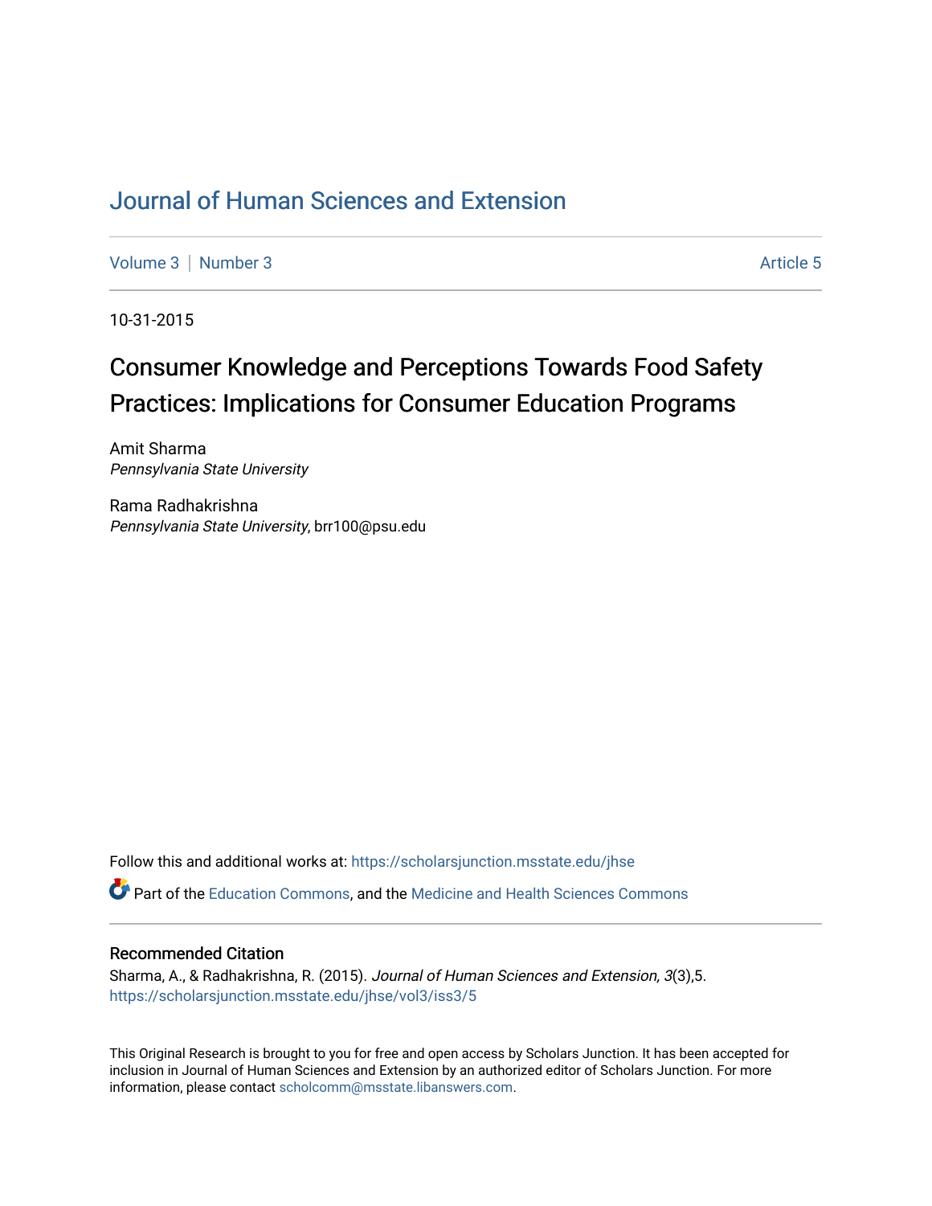# Journal of Human Sciences and Extension

Volume 3 | Number 3 | Article 5

10-31-2015

## Consumer Knowledge and Perceptions Towards Food Safety Practices: Implications for Consumer Education Programs

Amit Sharma
*Pennsylvania State University*

Rama Radhakrishna
*Pennsylvania State University*, brr100@psu.edu

Follow this and additional works at: https://scholarsjunction.msstate.edu/jhse

Part of the Education Commons, and the Medicine and Health Sciences Commons

### Recommended Citation

Sharma, A., & Radhakrishna, R. (2015). *Journal of Human Sciences and Extension, 3*(3),5.
https://scholarsjunction.msstate.edu/jhse/vol3/iss3/5

This Original Research is brought to you for free and open access by Scholars Junction. It has been accepted for inclusion in Journal of Human Sciences and Extension by an authorized editor of Scholars Junction. For more information, please contact scholcomm@msstate.libanswers.com.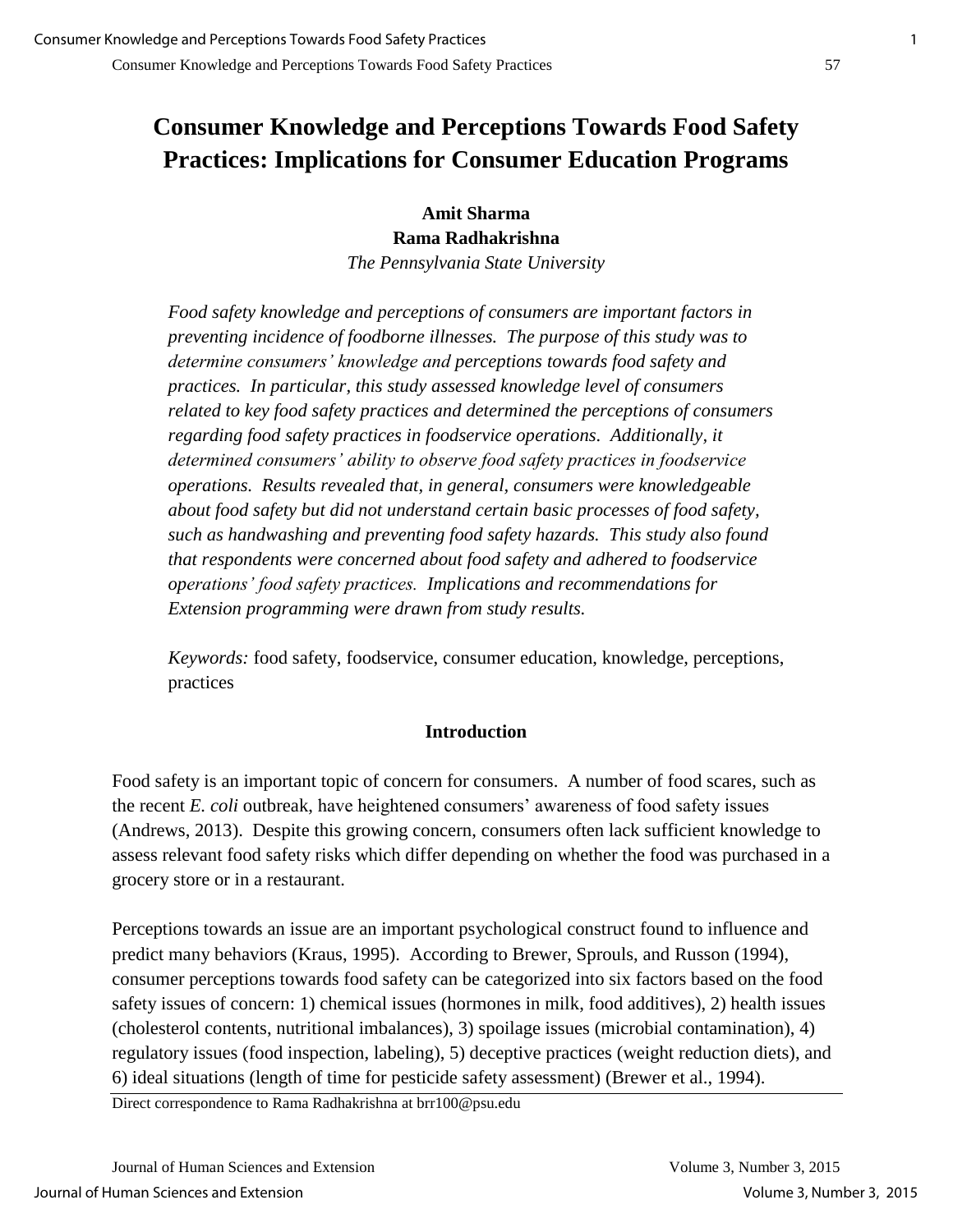# Consumer Knowledge and Perceptions Towards Food Safety Practices: Implications for Consumer Education Programs

**Amit Sharma**
**Rama Radhakrishna**
*The Pennsylvania State University*

*Food safety knowledge and perceptions of consumers are important factors in preventing incidence of foodborne illnesses. The purpose of this study was to determine consumers' knowledge and perceptions towards food safety and practices. In particular, this study assessed knowledge level of consumers related to key food safety practices and determined the perceptions of consumers regarding food safety practices in foodservice operations. Additionally, it determined consumers' ability to observe food safety practices in foodservice operations. Results revealed that, in general, consumers were knowledgeable about food safety but did not understand certain basic processes of food safety, such as handwashing and preventing food safety hazards. This study also found that respondents were concerned about food safety and adhered to foodservice operations' food safety practices. Implications and recommendations for Extension programming were drawn from study results.*

*Keywords:* food safety, foodservice, consumer education, knowledge, perceptions, practices

## Introduction

Food safety is an important topic of concern for consumers. A number of food scares, such as the recent *E. coli* outbreak, have heightened consumers' awareness of food safety issues (Andrews, 2013). Despite this growing concern, consumers often lack sufficient knowledge to assess relevant food safety risks which differ depending on whether the food was purchased in a grocery store or in a restaurant.

Perceptions towards an issue are an important psychological construct found to influence and predict many behaviors (Kraus, 1995). According to Brewer, Sprouls, and Russon (1994), consumer perceptions towards food safety can be categorized into six factors based on the food safety issues of concern: 1) chemical issues (hormones in milk, food additives), 2) health issues (cholesterol contents, nutritional imbalances), 3) spoilage issues (microbial contamination), 4) regulatory issues (food inspection, labeling), 5) deceptive practices (weight reduction diets), and 6) ideal situations (length of time for pesticide safety assessment) (Brewer et al., 1994).

Direct correspondence to Rama Radhakrishna at brr100@psu.edu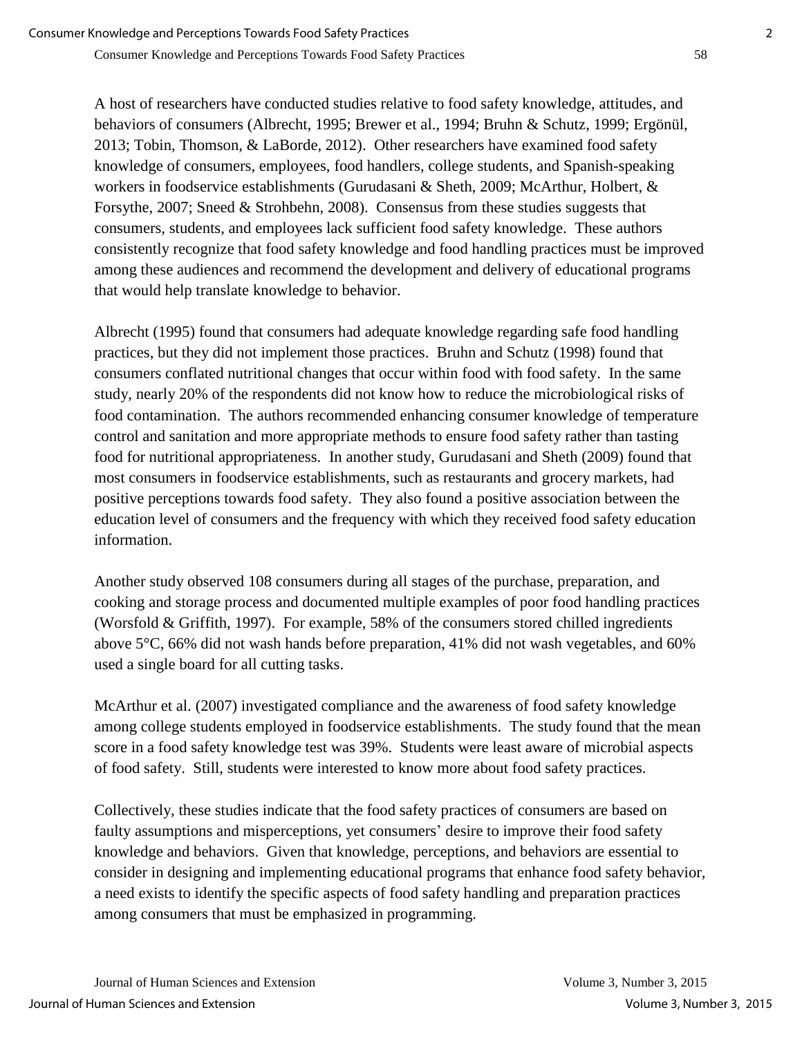A host of researchers have conducted studies relative to food safety knowledge, attitudes, and behaviors of consumers (Albrecht, 1995; Brewer et al., 1994; Bruhn & Schutz, 1999; Ergönül, 2013; Tobin, Thomson, & LaBorde, 2012). Other researchers have examined food safety knowledge of consumers, employees, food handlers, college students, and Spanish-speaking workers in foodservice establishments (Gurudasani & Sheth, 2009; McArthur, Holbert, & Forsythe, 2007; Sneed & Strohbehn, 2008). Consensus from these studies suggests that consumers, students, and employees lack sufficient food safety knowledge. These authors consistently recognize that food safety knowledge and food handling practices must be improved among these audiences and recommend the development and delivery of educational programs that would help translate knowledge to behavior.

Albrecht (1995) found that consumers had adequate knowledge regarding safe food handling practices, but they did not implement those practices. Bruhn and Schutz (1998) found that consumers conflated nutritional changes that occur within food with food safety. In the same study, nearly 20% of the respondents did not know how to reduce the microbiological risks of food contamination. The authors recommended enhancing consumer knowledge of temperature control and sanitation and more appropriate methods to ensure food safety rather than tasting food for nutritional appropriateness. In another study, Gurudasani and Sheth (2009) found that most consumers in foodservice establishments, such as restaurants and grocery markets, had positive perceptions towards food safety. They also found a positive association between the education level of consumers and the frequency with which they received food safety education information.

Another study observed 108 consumers during all stages of the purchase, preparation, and cooking and storage process and documented multiple examples of poor food handling practices (Worsfold & Griffith, 1997). For example, 58% of the consumers stored chilled ingredients above 5°C, 66% did not wash hands before preparation, 41% did not wash vegetables, and 60% used a single board for all cutting tasks.

McArthur et al. (2007) investigated compliance and the awareness of food safety knowledge among college students employed in foodservice establishments. The study found that the mean score in a food safety knowledge test was 39%. Students were least aware of microbial aspects of food safety. Still, students were interested to know more about food safety practices.

Collectively, these studies indicate that the food safety practices of consumers are based on faulty assumptions and misperceptions, yet consumers' desire to improve their food safety knowledge and behaviors. Given that knowledge, perceptions, and behaviors are essential to consider in designing and implementing educational programs that enhance food safety behavior, a need exists to identify the specific aspects of food safety handling and preparation practices among consumers that must be emphasized in programming.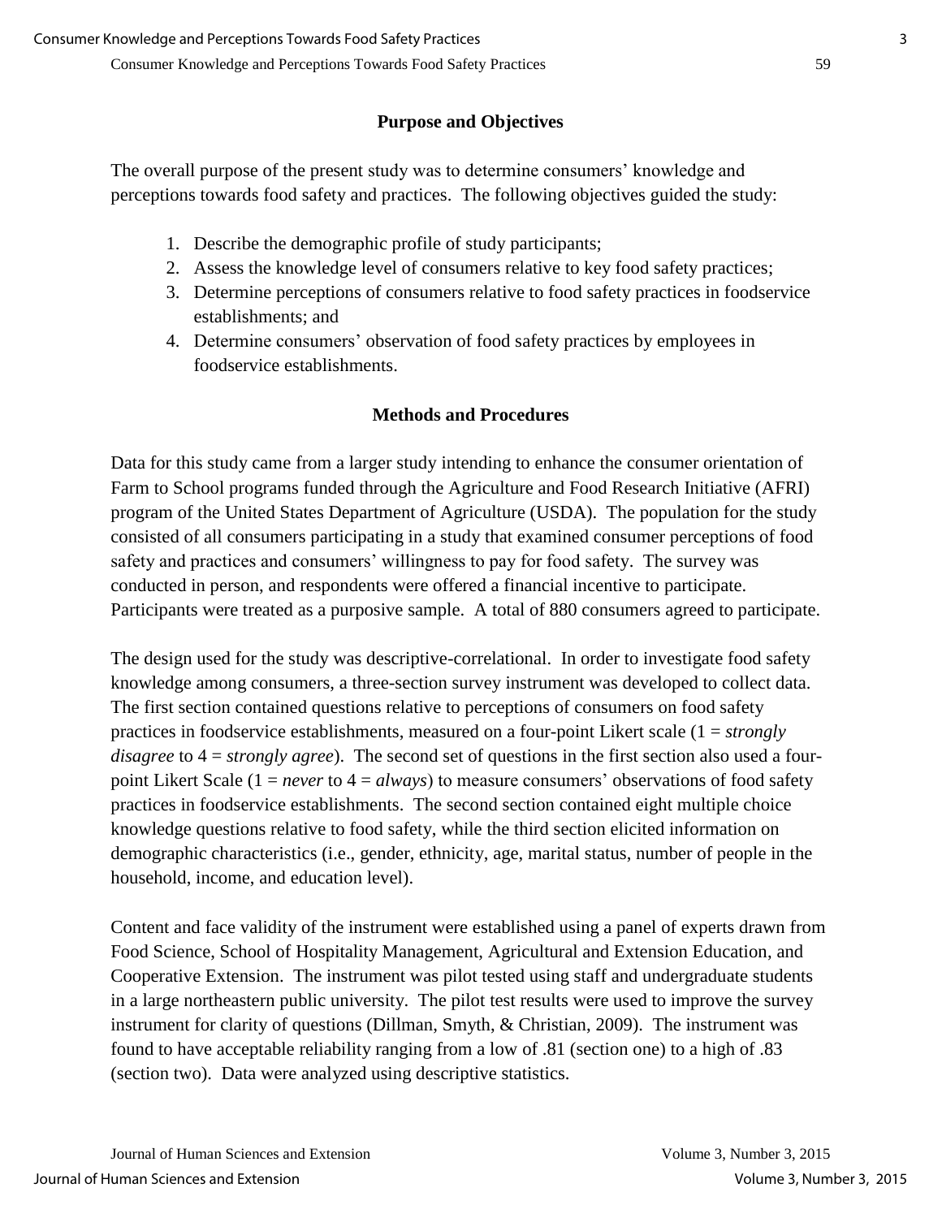## Purpose and Objectives

The overall purpose of the present study was to determine consumers' knowledge and perceptions towards food safety and practices. The following objectives guided the study:

1. Describe the demographic profile of study participants;
2. Assess the knowledge level of consumers relative to key food safety practices;
3. Determine perceptions of consumers relative to food safety practices in foodservice establishments; and
4. Determine consumers' observation of food safety practices by employees in foodservice establishments.

## Methods and Procedures

Data for this study came from a larger study intending to enhance the consumer orientation of Farm to School programs funded through the Agriculture and Food Research Initiative (AFRI) program of the United States Department of Agriculture (USDA). The population for the study consisted of all consumers participating in a study that examined consumer perceptions of food safety and practices and consumers' willingness to pay for food safety. The survey was conducted in person, and respondents were offered a financial incentive to participate. Participants were treated as a purposive sample. A total of 880 consumers agreed to participate.

The design used for the study was descriptive-correlational. In order to investigate food safety knowledge among consumers, a three-section survey instrument was developed to collect data. The first section contained questions relative to perceptions of consumers on food safety practices in foodservice establishments, measured on a four-point Likert scale (1 = *strongly disagree* to 4 = *strongly agree*). The second set of questions in the first section also used a four-point Likert Scale (1 = *never* to 4 = *always*) to measure consumers' observations of food safety practices in foodservice establishments. The second section contained eight multiple choice knowledge questions relative to food safety, while the third section elicited information on demographic characteristics (i.e., gender, ethnicity, age, marital status, number of people in the household, income, and education level).

Content and face validity of the instrument were established using a panel of experts drawn from Food Science, School of Hospitality Management, Agricultural and Extension Education, and Cooperative Extension. The instrument was pilot tested using staff and undergraduate students in a large northeastern public university. The pilot test results were used to improve the survey instrument for clarity of questions (Dillman, Smyth, & Christian, 2009). The instrument was found to have acceptable reliability ranging from a low of .81 (section one) to a high of .83 (section two). Data were analyzed using descriptive statistics.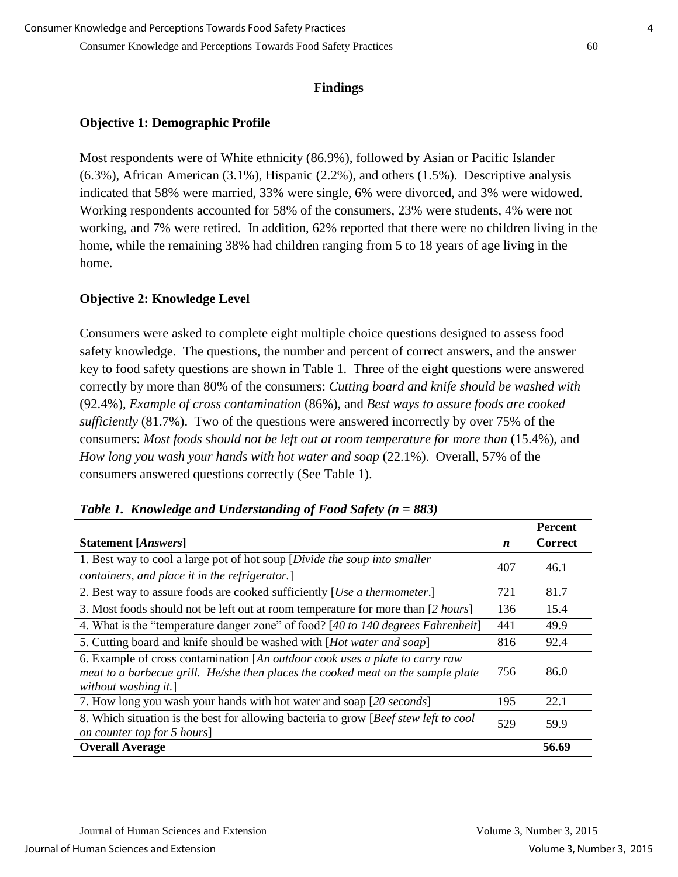## Findings

### Objective 1: Demographic Profile

Most respondents were of White ethnicity (86.9%), followed by Asian or Pacific Islander (6.3%), African American (3.1%), Hispanic (2.2%), and others (1.5%). Descriptive analysis indicated that 58% were married, 33% were single, 6% were divorced, and 3% were widowed. Working respondents accounted for 58% of the consumers, 23% were students, 4% were not working, and 7% were retired. In addition, 62% reported that there were no children living in the home, while the remaining 38% had children ranging from 5 to 18 years of age living in the home.

### Objective 2: Knowledge Level

Consumers were asked to complete eight multiple choice questions designed to assess food safety knowledge. The questions, the number and percent of correct answers, and the answer key to food safety questions are shown in Table 1. Three of the eight questions were answered correctly by more than 80% of the consumers: *Cutting board and knife should be washed with* (92.4%), *Example of cross contamination* (86%), and *Best ways to assure foods are cooked sufficiently* (81.7%). Two of the questions were answered incorrectly by over 75% of the consumers: *Most foods should not be left out at room temperature for more than* (15.4%), and *How long you wash your hands with hot water and soap* (22.1%). Overall, 57% of the consumers answered questions correctly (See Table 1).

***Table 1. Knowledge and Understanding of Food Safety (n = 883)***

| **Statement [*Answers*]** | ***n*** | **Percent Correct** |
|---|---|---|
| 1. Best way to cool a large pot of hot soup [*Divide the soup into smaller containers, and place it in the refrigerator.*] | 407 | 46.1 |
| 2. Best way to assure foods are cooked sufficiently [*Use a thermometer.*] | 721 | 81.7 |
| 3. Most foods should not be left out at room temperature for more than [*2 hours*] | 136 | 15.4 |
| 4. What is the “temperature danger zone” of food? [*40 to 140 degrees Fahrenheit*] | 441 | 49.9 |
| 5. Cutting board and knife should be washed with [*Hot water and soap*] | 816 | 92.4 |
| 6. Example of cross contamination [*An outdoor cook uses a plate to carry raw meat to a barbecue grill. He/she then places the cooked meat on the sample plate without washing it.*] | 756 | 86.0 |
| 7. How long you wash your hands with hot water and soap [*20 seconds*] | 195 | 22.1 |
| 8. Which situation is the best for allowing bacteria to grow [*Beef stew left to cool on counter top for 5 hours*] | 529 | 59.9 |
| **Overall Average** | | **56.69** |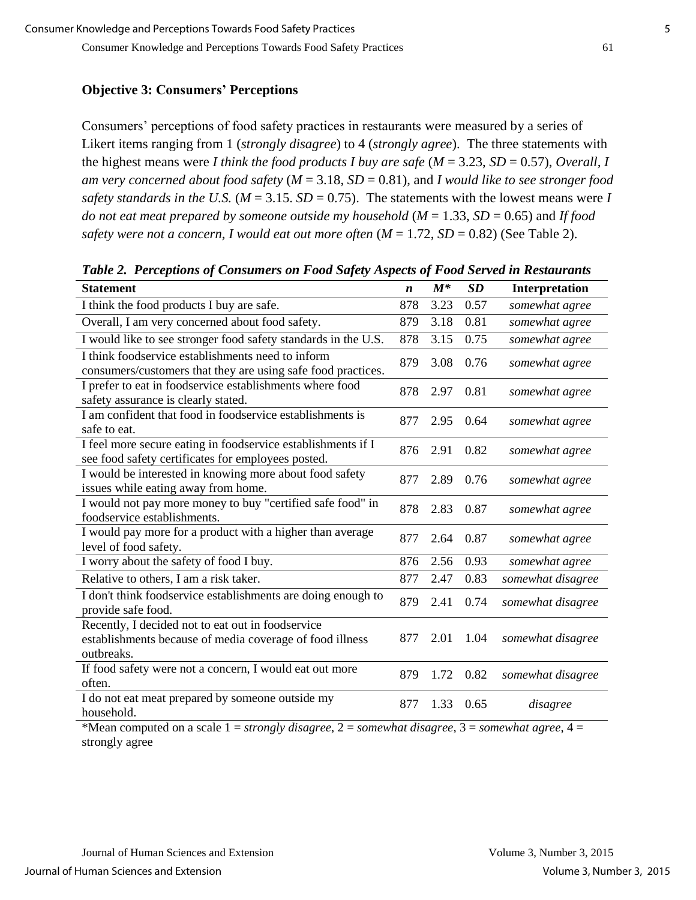### Objective 3: Consumers' Perceptions

Consumers' perceptions of food safety practices in restaurants were measured by a series of Likert items ranging from 1 (*strongly disagree*) to 4 (*strongly agree*). The three statements with the highest means were *I think the food products I buy are safe* ($M$ = 3.23, $SD$ = 0.57), *Overall, I am very concerned about food safety* ($M$ = 3.18, $SD$ = 0.81), and *I would like to see stronger food safety standards in the U.S.* ($M$ = 3.15. $SD$ = 0.75). The statements with the lowest means were *I do not eat meat prepared by someone outside my household* ($M$ = 1.33, $SD$ = 0.65) and *If food safety were not a concern, I would eat out more often* ($M$ = 1.72, $SD$ = 0.82) (See Table 2).

***Table 2. Perceptions of Consumers on Food Safety Aspects of Food Served in Restaurants***

| Statement | *n* | *M\** | *SD* | Interpretation |
|---|---|---|---|---|
| I think the food products I buy are safe. | 878 | 3.23 | 0.57 | *somewhat agree* |
| Overall, I am very concerned about food safety. | 879 | 3.18 | 0.81 | *somewhat agree* |
| I would like to see stronger food safety standards in the U.S. | 878 | 3.15 | 0.75 | *somewhat agree* |
| I think foodservice establishments need to inform consumers/customers that they are using safe food practices. | 879 | 3.08 | 0.76 | *somewhat agree* |
| I prefer to eat in foodservice establishments where food safety assurance is clearly stated. | 878 | 2.97 | 0.81 | *somewhat agree* |
| I am confident that food in foodservice establishments is safe to eat. | 877 | 2.95 | 0.64 | *somewhat agree* |
| I feel more secure eating in foodservice establishments if I see food safety certificates for employees posted. | 876 | 2.91 | 0.82 | *somewhat agree* |
| I would be interested in knowing more about food safety issues while eating away from home. | 877 | 2.89 | 0.76 | *somewhat agree* |
| I would not pay more money to buy "certified safe food" in foodservice establishments. | 878 | 2.83 | 0.87 | *somewhat agree* |
| I would pay more for a product with a higher than average level of food safety. | 877 | 2.64 | 0.87 | *somewhat agree* |
| I worry about the safety of food I buy. | 876 | 2.56 | 0.93 | *somewhat agree* |
| Relative to others, I am a risk taker. | 877 | 2.47 | 0.83 | *somewhat disagree* |
| I don't think foodservice establishments are doing enough to provide safe food. | 879 | 2.41 | 0.74 | *somewhat disagree* |
| Recently, I decided not to eat out in foodservice establishments because of media coverage of food illness outbreaks. | 877 | 2.01 | 1.04 | *somewhat disagree* |
| If food safety were not a concern, I would eat out more often. | 879 | 1.72 | 0.82 | *somewhat disagree* |
| I do not eat meat prepared by someone outside my household. | 877 | 1.33 | 0.65 | *disagree* |

\*Mean computed on a scale 1 = *strongly disagree*, 2 = *somewhat disagree*, 3 = *somewhat agree*, 4 = strongly agree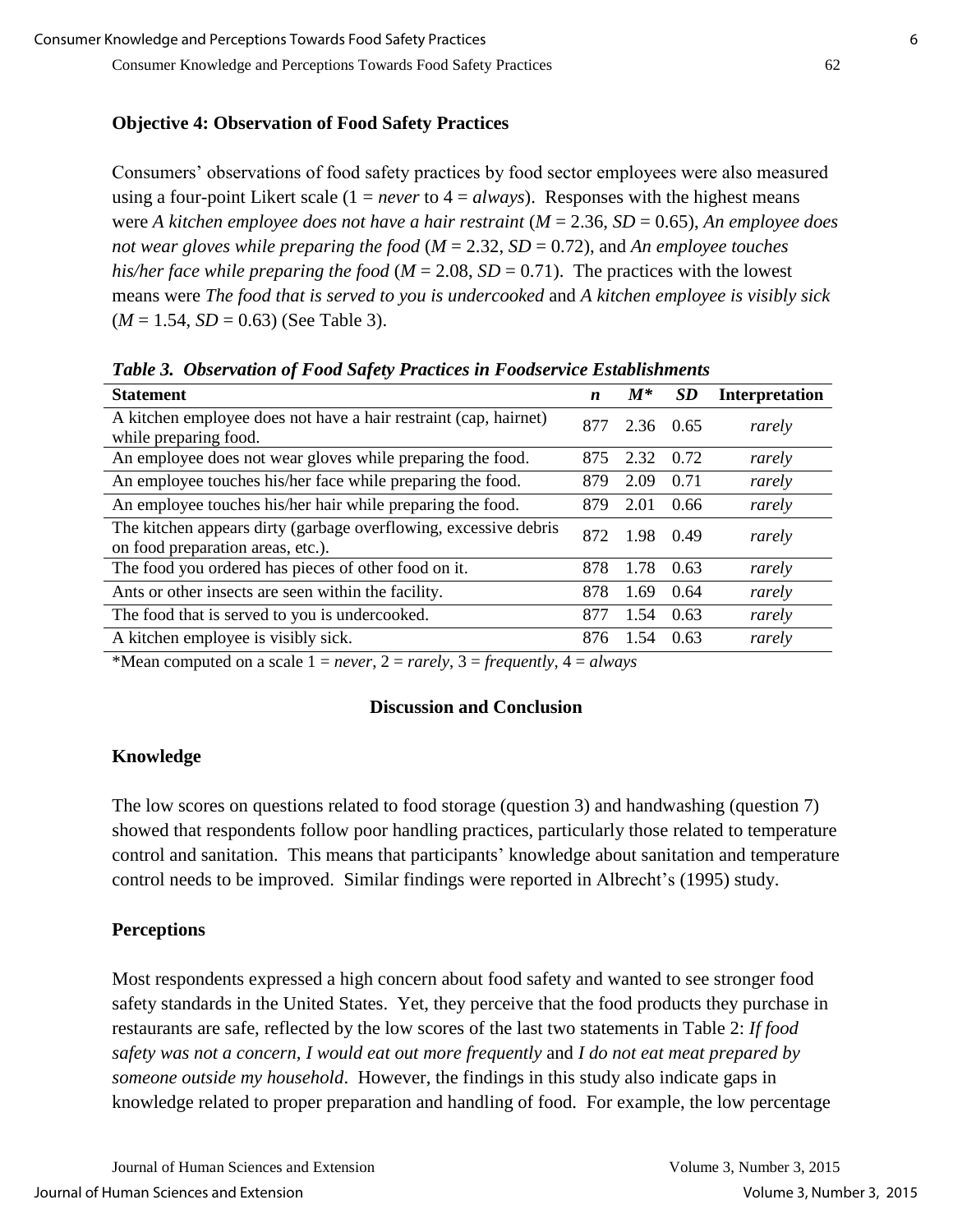### Objective 4: Observation of Food Safety Practices

Consumers' observations of food safety practices by food sector employees were also measured using a four-point Likert scale (1 = *never* to 4 = *always*). Responses with the highest means were *A kitchen employee does not have a hair restraint* ($M$ = 2.36, $SD$ = 0.65), *An employee does not wear gloves while preparing the food* ($M$ = 2.32, $SD$ = 0.72), and *An employee touches his/her face while preparing the food* ($M$ = 2.08, $SD$ = 0.71). The practices with the lowest means were *The food that is served to you is undercooked* and *A kitchen employee is visibly sick* ($M$ = 1.54, $SD$ = 0.63) (See Table 3).

***Table 3. Observation of Food Safety Practices in Foodservice Establishments***

| Statement | *n* | *M\** | *SD* | Interpretation |
|---|---|---|---|---|
| A kitchen employee does not have a hair restraint (cap, hairnet) while preparing food. | 877 | 2.36 | 0.65 | *rarely* |
| An employee does not wear gloves while preparing the food. | 875 | 2.32 | 0.72 | *rarely* |
| An employee touches his/her face while preparing the food. | 879 | 2.09 | 0.71 | *rarely* |
| An employee touches his/her hair while preparing the food. | 879 | 2.01 | 0.66 | *rarely* |
| The kitchen appears dirty (garbage overflowing, excessive debris on food preparation areas, etc.). | 872 | 1.98 | 0.49 | *rarely* |
| The food you ordered has pieces of other food on it. | 878 | 1.78 | 0.63 | *rarely* |
| Ants or other insects are seen within the facility. | 878 | 1.69 | 0.64 | *rarely* |
| The food that is served to you is undercooked. | 877 | 1.54 | 0.63 | *rarely* |
| A kitchen employee is visibly sick. | 876 | 1.54 | 0.63 | *rarely* |

*Mean computed on a scale 1 = *never*, 2 = *rarely*, 3 = *frequently*, 4 = *always*

## Discussion and Conclusion

### Knowledge

The low scores on questions related to food storage (question 3) and handwashing (question 7) showed that respondents follow poor handling practices, particularly those related to temperature control and sanitation. This means that participants' knowledge about sanitation and temperature control needs to be improved. Similar findings were reported in Albrecht's (1995) study.

### Perceptions

Most respondents expressed a high concern about food safety and wanted to see stronger food safety standards in the United States. Yet, they perceive that the food products they purchase in restaurants are safe, reflected by the low scores of the last two statements in Table 2: *If food safety was not a concern, I would eat out more frequently* and *I do not eat meat prepared by someone outside my household*. However, the findings in this study also indicate gaps in knowledge related to proper preparation and handling of food. For example, the low percentage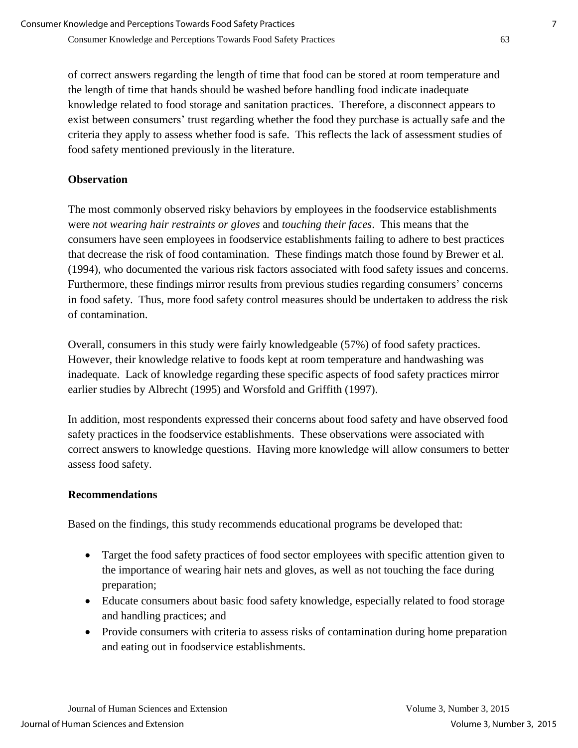of correct answers regarding the length of time that food can be stored at room temperature and the length of time that hands should be washed before handling food indicate inadequate knowledge related to food storage and sanitation practices. Therefore, a disconnect appears to exist between consumers' trust regarding whether the food they purchase is actually safe and the criteria they apply to assess whether food is safe. This reflects the lack of assessment studies of food safety mentioned previously in the literature.

**Observation**

The most commonly observed risky behaviors by employees in the foodservice establishments were *not wearing hair restraints or gloves* and *touching their faces*. This means that the consumers have seen employees in foodservice establishments failing to adhere to best practices that decrease the risk of food contamination. These findings match those found by Brewer et al. (1994), who documented the various risk factors associated with food safety issues and concerns. Furthermore, these findings mirror results from previous studies regarding consumers' concerns in food safety. Thus, more food safety control measures should be undertaken to address the risk of contamination.

Overall, consumers in this study were fairly knowledgeable (57%) of food safety practices. However, their knowledge relative to foods kept at room temperature and handwashing was inadequate. Lack of knowledge regarding these specific aspects of food safety practices mirror earlier studies by Albrecht (1995) and Worsfold and Griffith (1997).

In addition, most respondents expressed their concerns about food safety and have observed food safety practices in the foodservice establishments. These observations were associated with correct answers to knowledge questions. Having more knowledge will allow consumers to better assess food safety.

**Recommendations**

Based on the findings, this study recommends educational programs be developed that:

- Target the food safety practices of food sector employees with specific attention given to the importance of wearing hair nets and gloves, as well as not touching the face during preparation;
- Educate consumers about basic food safety knowledge, especially related to food storage and handling practices; and
- Provide consumers with criteria to assess risks of contamination during home preparation and eating out in foodservice establishments.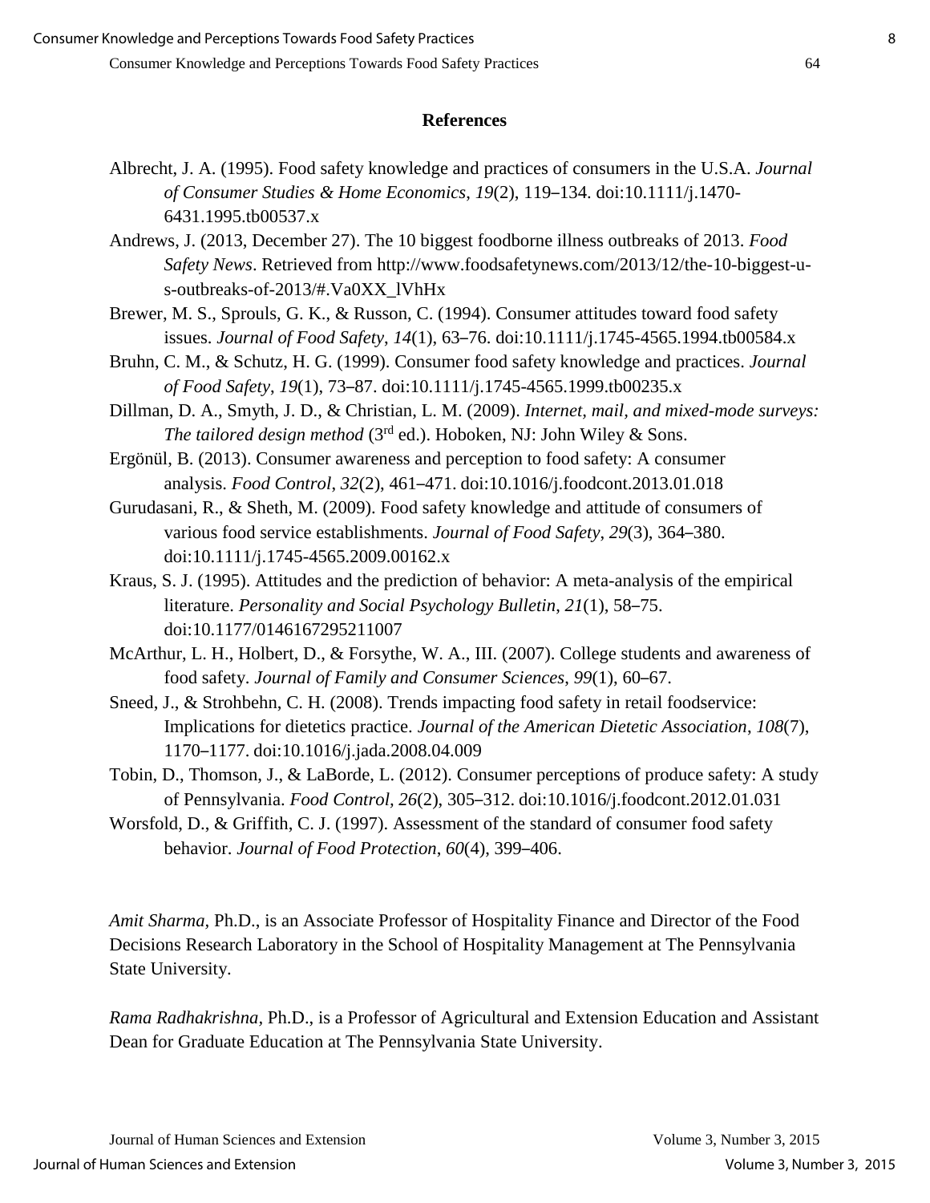## References

Albrecht, J. A. (1995). Food safety knowledge and practices of consumers in the U.S.A. *Journal of Consumer Studies & Home Economics*, *19*(2), 119–134. doi:10.1111/j.1470-6431.1995.tb00537.x

Andrews, J. (2013, December 27). The 10 biggest foodborne illness outbreaks of 2013. *Food Safety News*. Retrieved from http://www.foodsafetynews.com/2013/12/the-10-biggest-u-s-outbreaks-of-2013/#.Va0XX_lVhHx

Brewer, M. S., Sprouls, G. K., & Russon, C. (1994). Consumer attitudes toward food safety issues. *Journal of Food Safety*, *14*(1), 63–76. doi:10.1111/j.1745-4565.1994.tb00584.x

Bruhn, C. M., & Schutz, H. G. (1999). Consumer food safety knowledge and practices. *Journal of Food Safety*, *19*(1), 73–87. doi:10.1111/j.1745-4565.1999.tb00235.x

Dillman, D. A., Smyth, J. D., & Christian, L. M. (2009). *Internet, mail, and mixed-mode surveys: The tailored design method* (3rd ed.). Hoboken, NJ: John Wiley & Sons.

Ergönül, B. (2013). Consumer awareness and perception to food safety: A consumer analysis. *Food Control*, *32*(2), 461–471. doi:10.1016/j.foodcont.2013.01.018

Gurudasani, R., & Sheth, M. (2009). Food safety knowledge and attitude of consumers of various food service establishments. *Journal of Food Safety*, *29*(3), 364–380. doi:10.1111/j.1745-4565.2009.00162.x

Kraus, S. J. (1995). Attitudes and the prediction of behavior: A meta-analysis of the empirical literature. *Personality and Social Psychology Bulletin*, *21*(1), 58–75. doi:10.1177/0146167295211007

McArthur, L. H., Holbert, D., & Forsythe, W. A., III. (2007). College students and awareness of food safety. *Journal of Family and Consumer Sciences*, *99*(1), 60–67.

Sneed, J., & Strohbehn, C. H. (2008). Trends impacting food safety in retail foodservice: Implications for dietetics practice. *Journal of the American Dietetic Association*, *108*(7), 1170–1177. doi:10.1016/j.jada.2008.04.009

Tobin, D., Thomson, J., & LaBorde, L. (2012). Consumer perceptions of produce safety: A study of Pennsylvania. *Food Control*, *26*(2), 305–312. doi:10.1016/j.foodcont.2012.01.031

Worsfold, D., & Griffith, C. J. (1997). Assessment of the standard of consumer food safety behavior. *Journal of Food Protection*, *60*(4), 399–406.

*Amit Sharma*, Ph.D., is an Associate Professor of Hospitality Finance and Director of the Food Decisions Research Laboratory in the School of Hospitality Management at The Pennsylvania State University.

*Rama Radhakrishna*, Ph.D., is a Professor of Agricultural and Extension Education and Assistant Dean for Graduate Education at The Pennsylvania State University.